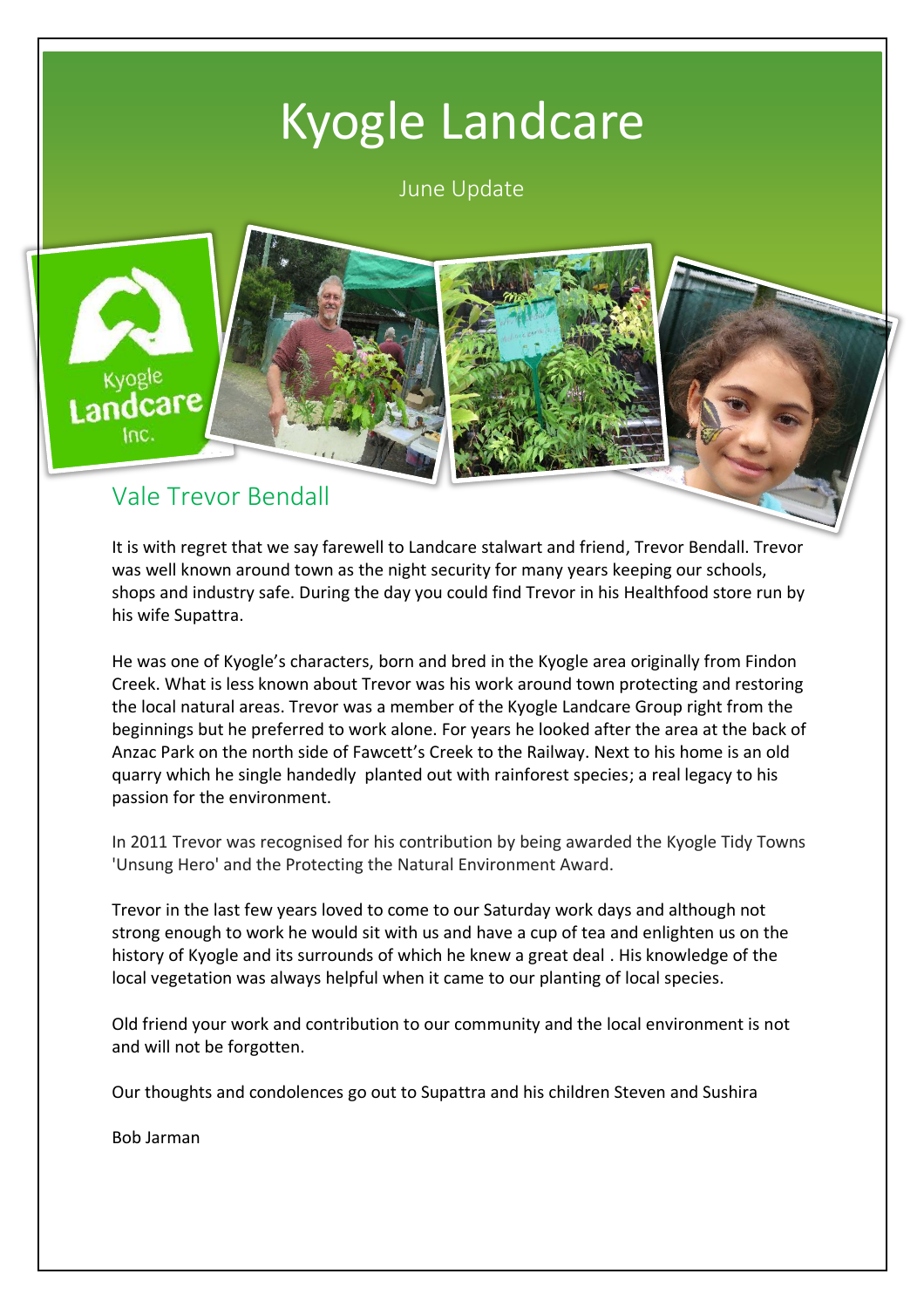# Kyogle Landcare

June Update

## Vale Trevor Bendall

It is with regret that we say farewell to Landcare stalwart and friend, Trevor Bendall. Trevor was well known around town as the night security for many years keeping our schools, shops and industry safe. During the day you could find Trevor in his Healthfood store run by his wife Supattra.

He was one of Kyogle's characters, born and bred in the Kyogle area originally from Findon Creek. What is less known about Trevor was his work around town protecting and restoring the local natural areas. Trevor was a member of the Kyogle Landcare Group right from the beginnings but he preferred to work alone. For years he looked after the area at the back of Anzac Park on the north side of Fawcett's Creek to the Railway. Next to his home is an old quarry which he single handedly planted out with rainforest species; a real legacy to his passion for the environment.

In 2011 Trevor was recognised for his contribution by being awarded the Kyogle Tidy Towns 'Unsung Hero' and the Protecting the Natural Environment Award.

Trevor in the last few years loved to come to our Saturday work days and although not strong enough to work he would sit with us and have a cup of tea and enlighten us on the history of Kyogle and its surrounds of which he knew a great deal . His knowledge of the local vegetation was always helpful when it came to our planting of local species.

Old friend your work and contribution to our community and the local environment is not and will not be forgotten.

Our thoughts and condolences go out to Supattra and his children Steven and Sushira

Bob Jarman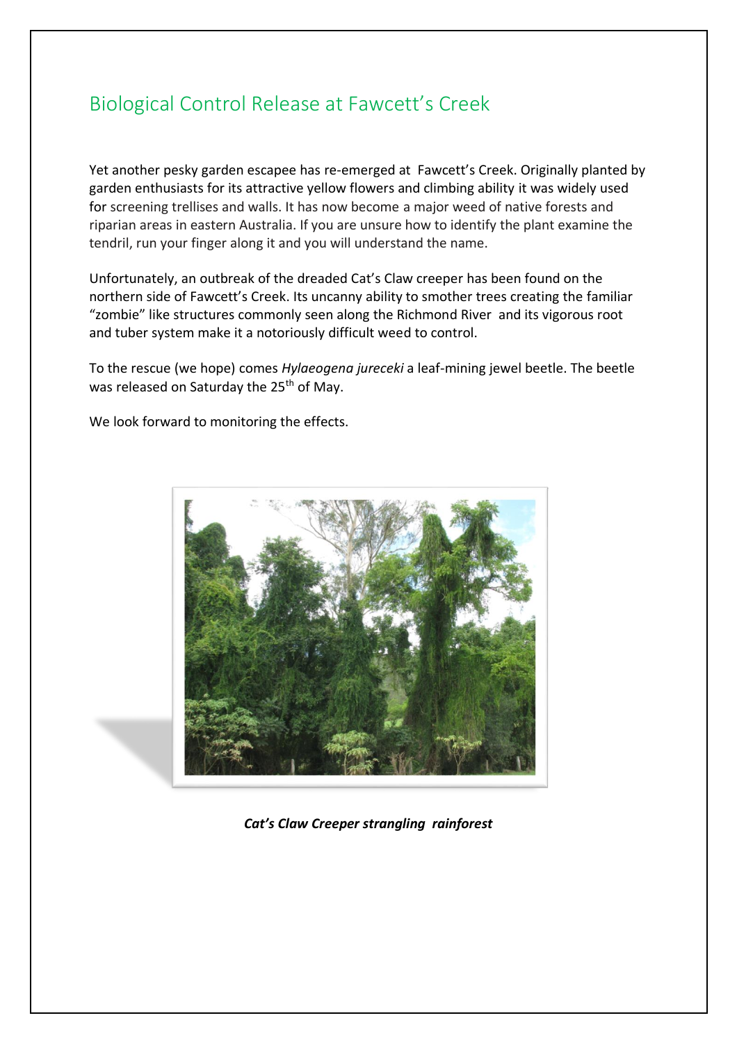# Biological Control Release at Fawcett's Creek

Yet another pesky garden escapee has re-emerged at Fawcett's Creek. Originally planted by garden enthusiasts for its attractive yellow flowers and climbing ability it was widely used for screening trellises and walls. It has now become a major weed of native forests and riparian areas in eastern Australia. If you are unsure how to identify the plant examine the tendril, run your finger along it and you will understand the name.

Unfortunately, an outbreak of the dreaded Cat's Claw creeper has been found on the northern side of Fawcett's Creek. Its uncanny ability to smother trees creating the familiar "zombie" like structures commonly seen along the Richmond River and its vigorous root and tuber system make it a notoriously difficult weed to control.

To the rescue (we hope) comes *Hylaeogena jureceki* a leaf-mining jewel beetle. The beetle was released on Saturday the 25th of May.

We look forward to monitoring the effects.

***Cat's Claw Creeper strangling rainforest***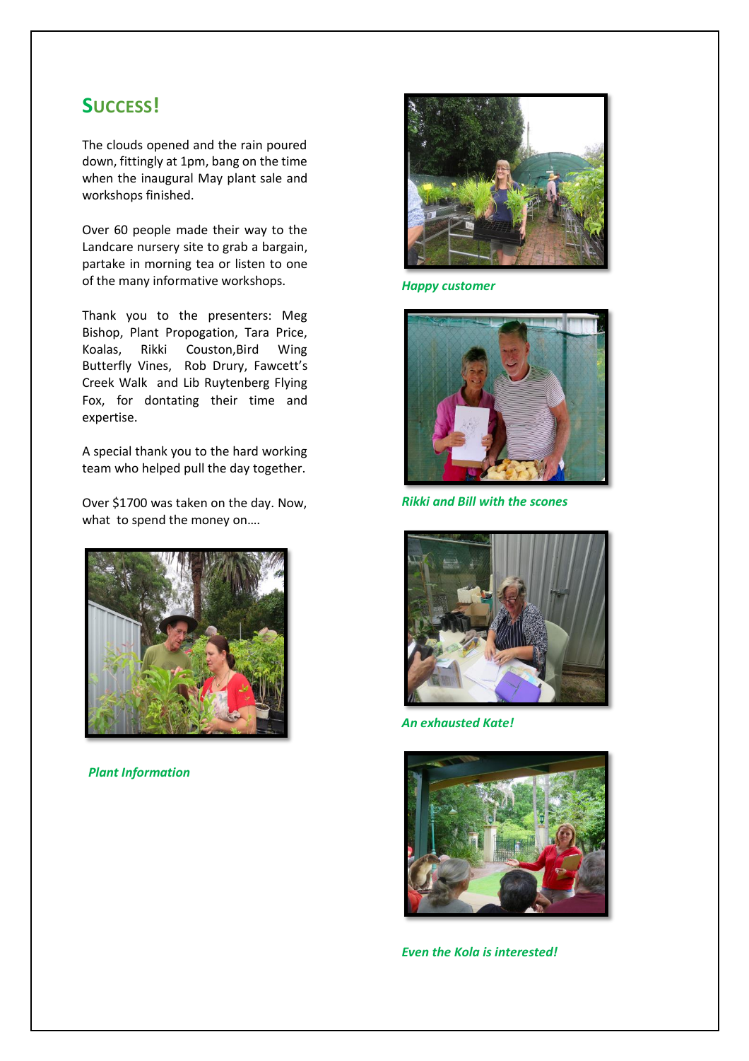## SUCCESS!

The clouds opened and the rain poured down, fittingly at 1pm, bang on the time when the inaugural May plant sale and workshops finished.

Over 60 people made their way to the Landcare nursery site to grab a bargain, partake in morning tea or listen to one of the many informative workshops.

Thank you to the presenters: Meg Bishop, Plant Propogation, Tara Price, Koalas, Rikki Couston,Bird Wing Butterfly Vines, Rob Drury, Fawcett's Creek Walk and Lib Ruytenberg Flying Fox, for dontating their time and expertise.

A special thank you to the hard working team who helped pull the day together.

Over $1700 was taken on the day. Now, what to spend the money on….

***Plant Information***

***Happy customer***

***Rikki and Bill with the scones***

***An exhausted Kate!***

***Even the Kola is interested!***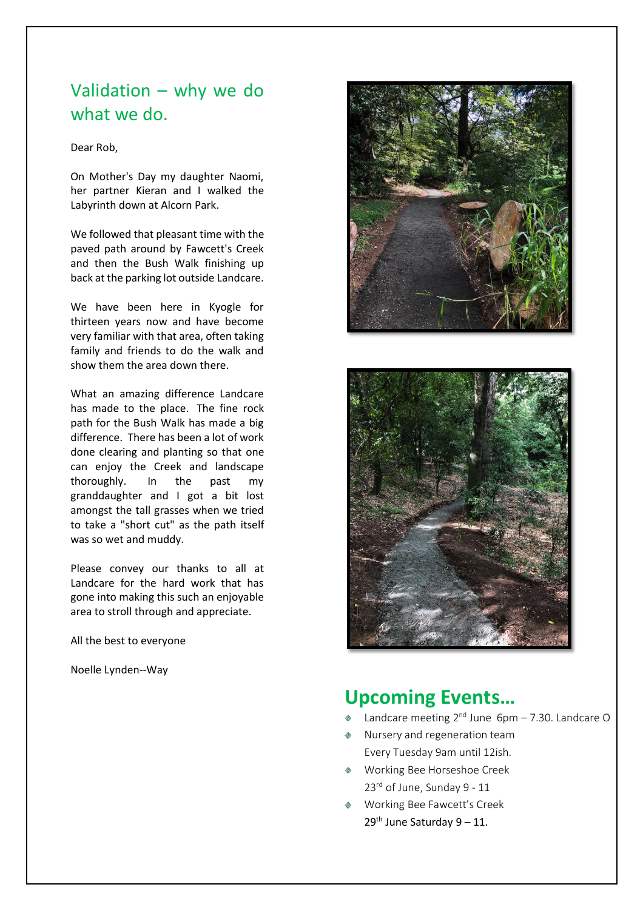## Validation – why we do what we do.

Dear Rob,

On Mother's Day my daughter Naomi, her partner Kieran and I walked the Labyrinth down at Alcorn Park.

We followed that pleasant time with the paved path around by Fawcett's Creek and then the Bush Walk finishing up back at the parking lot outside Landcare.

We have been here in Kyogle for thirteen years now and have become very familiar with that area, often taking family and friends to do the walk and show them the area down there.

What an amazing difference Landcare has made to the place. The fine rock path for the Bush Walk has made a big difference. There has been a lot of work done clearing and planting so that one can enjoy the Creek and landscape thoroughly. In the past my granddaughter and I got a bit lost amongst the tall grasses when we tried to take a "short cut" as the path itself was so wet and muddy.

Please convey our thanks to all at Landcare for the hard work that has gone into making this such an enjoyable area to stroll through and appreciate.

All the best to everyone

Noelle Lynden--Way

## Upcoming Events…

- Landcare meeting 2nd June 6pm – 7.30. Landcare O
- Nursery and regeneration team
  Every Tuesday 9am until 12ish.
- Working Bee Horseshoe Creek
  23rd of June, Sunday 9 - 11
- Working Bee Fawcett's Creek
  29th June Saturday 9 – 11.